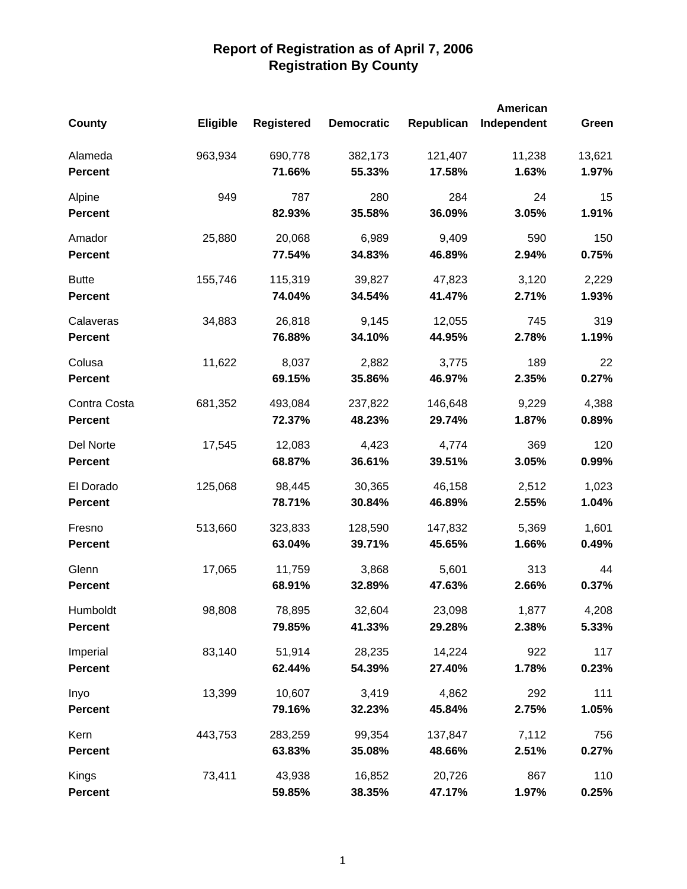# Report of Registration as of April 7, 2006
## Registration By County

| County | Eligible | Registered | Democratic | Republican | American Independent | Green |
|---|---|---|---|---|---|---|
| Alameda | 963,934 | 690,778 | 382,173 | 121,407 | 11,238 | 13,621 |
| **Percent** | | **71.66%** | **55.33%** | **17.58%** | **1.63%** | **1.97%** |
| Alpine | 949 | 787 | 280 | 284 | 24 | 15 |
| **Percent** | | **82.93%** | **35.58%** | **36.09%** | **3.05%** | **1.91%** |
| Amador | 25,880 | 20,068 | 6,989 | 9,409 | 590 | 150 |
| **Percent** | | **77.54%** | **34.83%** | **46.89%** | **2.94%** | **0.75%** |
| Butte | 155,746 | 115,319 | 39,827 | 47,823 | 3,120 | 2,229 |
| **Percent** | | **74.04%** | **34.54%** | **41.47%** | **2.71%** | **1.93%** |
| Calaveras | 34,883 | 26,818 | 9,145 | 12,055 | 745 | 319 |
| **Percent** | | **76.88%** | **34.10%** | **44.95%** | **2.78%** | **1.19%** |
| Colusa | 11,622 | 8,037 | 2,882 | 3,775 | 189 | 22 |
| **Percent** | | **69.15%** | **35.86%** | **46.97%** | **2.35%** | **0.27%** |
| Contra Costa | 681,352 | 493,084 | 237,822 | 146,648 | 9,229 | 4,388 |
| **Percent** | | **72.37%** | **48.23%** | **29.74%** | **1.87%** | **0.89%** |
| Del Norte | 17,545 | 12,083 | 4,423 | 4,774 | 369 | 120 |
| **Percent** | | **68.87%** | **36.61%** | **39.51%** | **3.05%** | **0.99%** |
| El Dorado | 125,068 | 98,445 | 30,365 | 46,158 | 2,512 | 1,023 |
| **Percent** | | **78.71%** | **30.84%** | **46.89%** | **2.55%** | **1.04%** |
| Fresno | 513,660 | 323,833 | 128,590 | 147,832 | 5,369 | 1,601 |
| **Percent** | | **63.04%** | **39.71%** | **45.65%** | **1.66%** | **0.49%** |
| Glenn | 17,065 | 11,759 | 3,868 | 5,601 | 313 | 44 |
| **Percent** | | **68.91%** | **32.89%** | **47.63%** | **2.66%** | **0.37%** |
| Humboldt | 98,808 | 78,895 | 32,604 | 23,098 | 1,877 | 4,208 |
| **Percent** | | **79.85%** | **41.33%** | **29.28%** | **2.38%** | **5.33%** |
| Imperial | 83,140 | 51,914 | 28,235 | 14,224 | 922 | 117 |
| **Percent** | | **62.44%** | **54.39%** | **27.40%** | **1.78%** | **0.23%** |
| Inyo | 13,399 | 10,607 | 3,419 | 4,862 | 292 | 111 |
| **Percent** | | **79.16%** | **32.23%** | **45.84%** | **2.75%** | **1.05%** |
| Kern | 443,753 | 283,259 | 99,354 | 137,847 | 7,112 | 756 |
| **Percent** | | **63.83%** | **35.08%** | **48.66%** | **2.51%** | **0.27%** |
| Kings | 73,411 | 43,938 | 16,852 | 20,726 | 867 | 110 |
| **Percent** | | **59.85%** | **38.35%** | **47.17%** | **1.97%** | **0.25%** |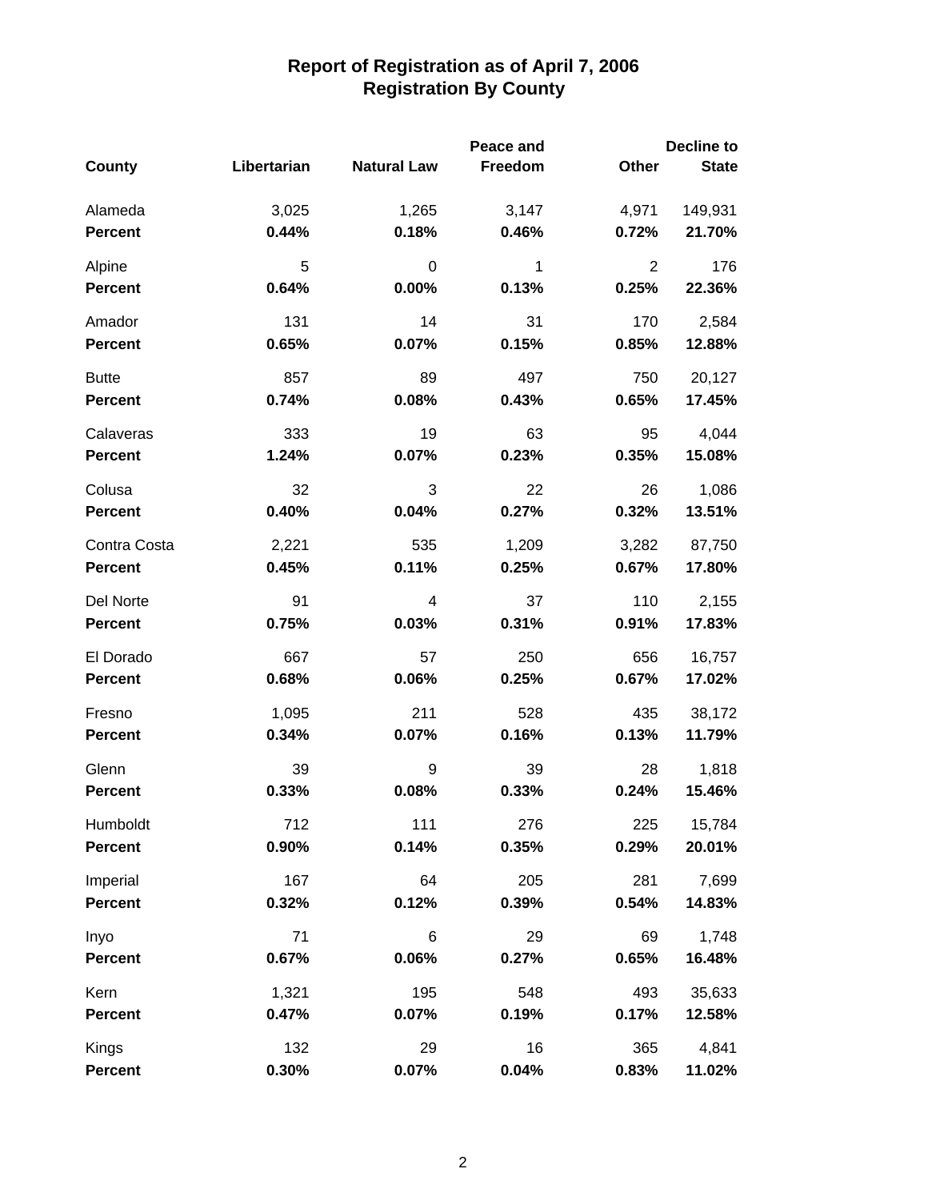## Report of Registration as of April 7, 2006
## Registration By County

| County | Libertarian | Natural Law | Peace and Freedom | Other | Decline to State |
|---|---|---|---|---|---|
| Alameda | 3,025 | 1,265 | 3,147 | 4,971 | 149,931 |
| **Percent** | **0.44%** | **0.18%** | **0.46%** | **0.72%** | **21.70%** |
| Alpine | 5 | 0 | 1 | 2 | 176 |
| **Percent** | **0.64%** | **0.00%** | **0.13%** | **0.25%** | **22.36%** |
| Amador | 131 | 14 | 31 | 170 | 2,584 |
| **Percent** | **0.65%** | **0.07%** | **0.15%** | **0.85%** | **12.88%** |
| Butte | 857 | 89 | 497 | 750 | 20,127 |
| **Percent** | **0.74%** | **0.08%** | **0.43%** | **0.65%** | **17.45%** |
| Calaveras | 333 | 19 | 63 | 95 | 4,044 |
| **Percent** | **1.24%** | **0.07%** | **0.23%** | **0.35%** | **15.08%** |
| Colusa | 32 | 3 | 22 | 26 | 1,086 |
| **Percent** | **0.40%** | **0.04%** | **0.27%** | **0.32%** | **13.51%** |
| Contra Costa | 2,221 | 535 | 1,209 | 3,282 | 87,750 |
| **Percent** | **0.45%** | **0.11%** | **0.25%** | **0.67%** | **17.80%** |
| Del Norte | 91 | 4 | 37 | 110 | 2,155 |
| **Percent** | **0.75%** | **0.03%** | **0.31%** | **0.91%** | **17.83%** |
| El Dorado | 667 | 57 | 250 | 656 | 16,757 |
| **Percent** | **0.68%** | **0.06%** | **0.25%** | **0.67%** | **17.02%** |
| Fresno | 1,095 | 211 | 528 | 435 | 38,172 |
| **Percent** | **0.34%** | **0.07%** | **0.16%** | **0.13%** | **11.79%** |
| Glenn | 39 | 9 | 39 | 28 | 1,818 |
| **Percent** | **0.33%** | **0.08%** | **0.33%** | **0.24%** | **15.46%** |
| Humboldt | 712 | 111 | 276 | 225 | 15,784 |
| **Percent** | **0.90%** | **0.14%** | **0.35%** | **0.29%** | **20.01%** |
| Imperial | 167 | 64 | 205 | 281 | 7,699 |
| **Percent** | **0.32%** | **0.12%** | **0.39%** | **0.54%** | **14.83%** |
| Inyo | 71 | 6 | 29 | 69 | 1,748 |
| **Percent** | **0.67%** | **0.06%** | **0.27%** | **0.65%** | **16.48%** |
| Kern | 1,321 | 195 | 548 | 493 | 35,633 |
| **Percent** | **0.47%** | **0.07%** | **0.19%** | **0.17%** | **12.58%** |
| Kings | 132 | 29 | 16 | 365 | 4,841 |
| **Percent** | **0.30%** | **0.07%** | **0.04%** | **0.83%** | **11.02%** |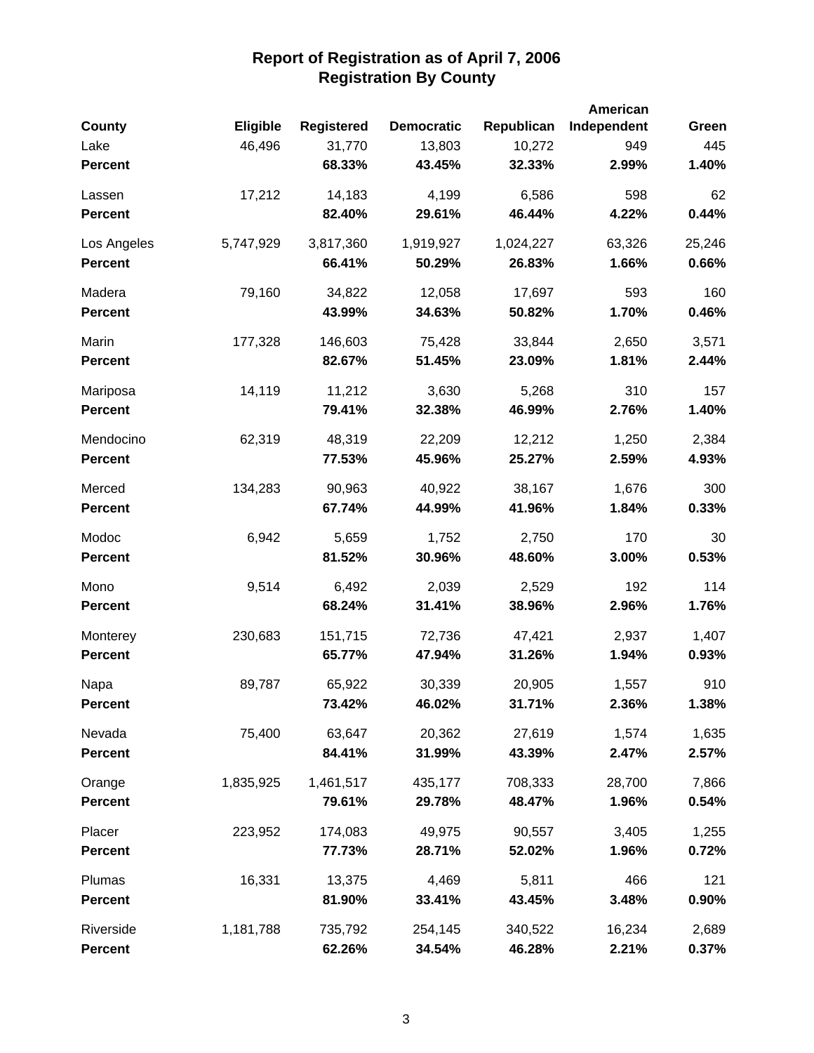# Report of Registration as of April 7, 2006
## Registration By County

| County | Eligible | Registered | Democratic | Republican | American Independent | Green |
|---|---|---|---|---|---|---|
| Lake | 46,496 | 31,770 | 13,803 | 10,272 | 949 | 445 |
| **Percent** | | **68.33%** | **43.45%** | **32.33%** | **2.99%** | **1.40%** |
| Lassen | 17,212 | 14,183 | 4,199 | 6,586 | 598 | 62 |
| **Percent** | | **82.40%** | **29.61%** | **46.44%** | **4.22%** | **0.44%** |
| Los Angeles | 5,747,929 | 3,817,360 | 1,919,927 | 1,024,227 | 63,326 | 25,246 |
| **Percent** | | **66.41%** | **50.29%** | **26.83%** | **1.66%** | **0.66%** |
| Madera | 79,160 | 34,822 | 12,058 | 17,697 | 593 | 160 |
| **Percent** | | **43.99%** | **34.63%** | **50.82%** | **1.70%** | **0.46%** |
| Marin | 177,328 | 146,603 | 75,428 | 33,844 | 2,650 | 3,571 |
| **Percent** | | **82.67%** | **51.45%** | **23.09%** | **1.81%** | **2.44%** |
| Mariposa | 14,119 | 11,212 | 3,630 | 5,268 | 310 | 157 |
| **Percent** | | **79.41%** | **32.38%** | **46.99%** | **2.76%** | **1.40%** |
| Mendocino | 62,319 | 48,319 | 22,209 | 12,212 | 1,250 | 2,384 |
| **Percent** | | **77.53%** | **45.96%** | **25.27%** | **2.59%** | **4.93%** |
| Merced | 134,283 | 90,963 | 40,922 | 38,167 | 1,676 | 300 |
| **Percent** | | **67.74%** | **44.99%** | **41.96%** | **1.84%** | **0.33%** |
| Modoc | 6,942 | 5,659 | 1,752 | 2,750 | 170 | 30 |
| **Percent** | | **81.52%** | **30.96%** | **48.60%** | **3.00%** | **0.53%** |
| Mono | 9,514 | 6,492 | 2,039 | 2,529 | 192 | 114 |
| **Percent** | | **68.24%** | **31.41%** | **38.96%** | **2.96%** | **1.76%** |
| Monterey | 230,683 | 151,715 | 72,736 | 47,421 | 2,937 | 1,407 |
| **Percent** | | **65.77%** | **47.94%** | **31.26%** | **1.94%** | **0.93%** |
| Napa | 89,787 | 65,922 | 30,339 | 20,905 | 1,557 | 910 |
| **Percent** | | **73.42%** | **46.02%** | **31.71%** | **2.36%** | **1.38%** |
| Nevada | 75,400 | 63,647 | 20,362 | 27,619 | 1,574 | 1,635 |
| **Percent** | | **84.41%** | **31.99%** | **43.39%** | **2.47%** | **2.57%** |
| Orange | 1,835,925 | 1,461,517 | 435,177 | 708,333 | 28,700 | 7,866 |
| **Percent** | | **79.61%** | **29.78%** | **48.47%** | **1.96%** | **0.54%** |
| Placer | 223,952 | 174,083 | 49,975 | 90,557 | 3,405 | 1,255 |
| **Percent** | | **77.73%** | **28.71%** | **52.02%** | **1.96%** | **0.72%** |
| Plumas | 16,331 | 13,375 | 4,469 | 5,811 | 466 | 121 |
| **Percent** | | **81.90%** | **33.41%** | **43.45%** | **3.48%** | **0.90%** |
| Riverside | 1,181,788 | 735,792 | 254,145 | 340,522 | 16,234 | 2,689 |
| **Percent** | | **62.26%** | **34.54%** | **46.28%** | **2.21%** | **0.37%** |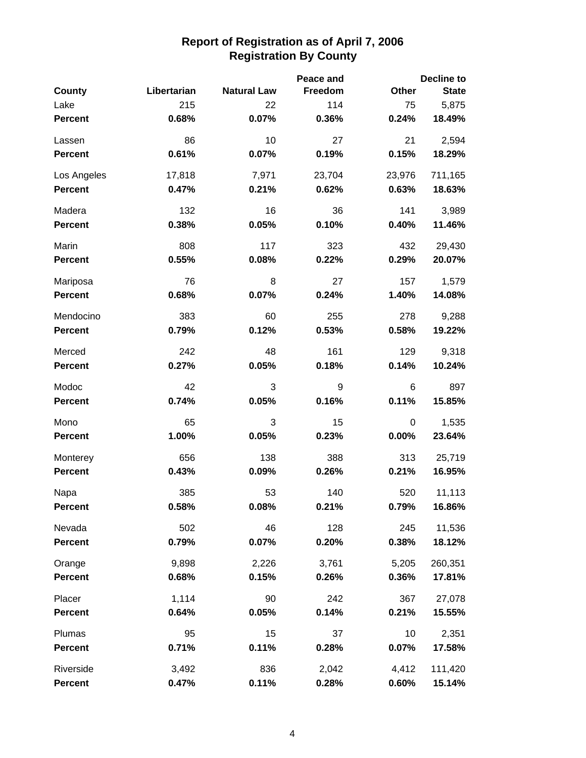# Report of Registration as of April 7, 2006
## Registration By County

| County | Libertarian | Natural Law | Peace and Freedom | Other | Decline to State |
|---|---|---|---|---|---|
| Lake | 215 | 22 | 114 | 75 | 5,875 |
| **Percent** | **0.68%** | **0.07%** | **0.36%** | **0.24%** | **18.49%** |
| Lassen | 86 | 10 | 27 | 21 | 2,594 |
| **Percent** | **0.61%** | **0.07%** | **0.19%** | **0.15%** | **18.29%** |
| Los Angeles | 17,818 | 7,971 | 23,704 | 23,976 | 711,165 |
| **Percent** | **0.47%** | **0.21%** | **0.62%** | **0.63%** | **18.63%** |
| Madera | 132 | 16 | 36 | 141 | 3,989 |
| **Percent** | **0.38%** | **0.05%** | **0.10%** | **0.40%** | **11.46%** |
| Marin | 808 | 117 | 323 | 432 | 29,430 |
| **Percent** | **0.55%** | **0.08%** | **0.22%** | **0.29%** | **20.07%** |
| Mariposa | 76 | 8 | 27 | 157 | 1,579 |
| **Percent** | **0.68%** | **0.07%** | **0.24%** | **1.40%** | **14.08%** |
| Mendocino | 383 | 60 | 255 | 278 | 9,288 |
| **Percent** | **0.79%** | **0.12%** | **0.53%** | **0.58%** | **19.22%** |
| Merced | 242 | 48 | 161 | 129 | 9,318 |
| **Percent** | **0.27%** | **0.05%** | **0.18%** | **0.14%** | **10.24%** |
| Modoc | 42 | 3 | 9 | 6 | 897 |
| **Percent** | **0.74%** | **0.05%** | **0.16%** | **0.11%** | **15.85%** |
| Mono | 65 | 3 | 15 | 0 | 1,535 |
| **Percent** | **1.00%** | **0.05%** | **0.23%** | **0.00%** | **23.64%** |
| Monterey | 656 | 138 | 388 | 313 | 25,719 |
| **Percent** | **0.43%** | **0.09%** | **0.26%** | **0.21%** | **16.95%** |
| Napa | 385 | 53 | 140 | 520 | 11,113 |
| **Percent** | **0.58%** | **0.08%** | **0.21%** | **0.79%** | **16.86%** |
| Nevada | 502 | 46 | 128 | 245 | 11,536 |
| **Percent** | **0.79%** | **0.07%** | **0.20%** | **0.38%** | **18.12%** |
| Orange | 9,898 | 2,226 | 3,761 | 5,205 | 260,351 |
| **Percent** | **0.68%** | **0.15%** | **0.26%** | **0.36%** | **17.81%** |
| Placer | 1,114 | 90 | 242 | 367 | 27,078 |
| **Percent** | **0.64%** | **0.05%** | **0.14%** | **0.21%** | **15.55%** |
| Plumas | 95 | 15 | 37 | 10 | 2,351 |
| **Percent** | **0.71%** | **0.11%** | **0.28%** | **0.07%** | **17.58%** |
| Riverside | 3,492 | 836 | 2,042 | 4,412 | 111,420 |
| **Percent** | **0.47%** | **0.11%** | **0.28%** | **0.60%** | **15.14%** |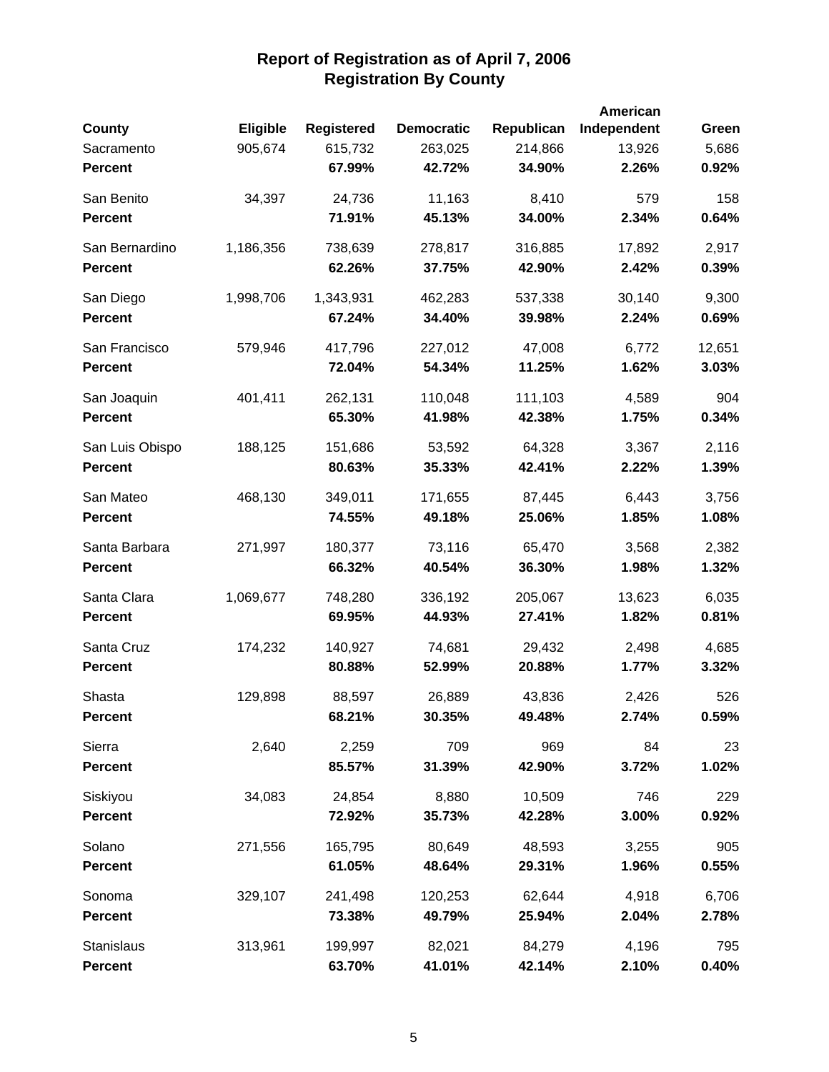# Report of Registration as of April 7, 2006
## Registration By County

| County | Eligible | Registered | Democratic | Republican | American Independent | Green |
|---|---|---|---|---|---|---|
| Sacramento | 905,674 | 615,732 | 263,025 | 214,866 | 13,926 | 5,686 |
| **Percent** | | **67.99%** | **42.72%** | **34.90%** | **2.26%** | **0.92%** |
| San Benito | 34,397 | 24,736 | 11,163 | 8,410 | 579 | 158 |
| **Percent** | | **71.91%** | **45.13%** | **34.00%** | **2.34%** | **0.64%** |
| San Bernardino | 1,186,356 | 738,639 | 278,817 | 316,885 | 17,892 | 2,917 |
| **Percent** | | **62.26%** | **37.75%** | **42.90%** | **2.42%** | **0.39%** |
| San Diego | 1,998,706 | 1,343,931 | 462,283 | 537,338 | 30,140 | 9,300 |
| **Percent** | | **67.24%** | **34.40%** | **39.98%** | **2.24%** | **0.69%** |
| San Francisco | 579,946 | 417,796 | 227,012 | 47,008 | 6,772 | 12,651 |
| **Percent** | | **72.04%** | **54.34%** | **11.25%** | **1.62%** | **3.03%** |
| San Joaquin | 401,411 | 262,131 | 110,048 | 111,103 | 4,589 | 904 |
| **Percent** | | **65.30%** | **41.98%** | **42.38%** | **1.75%** | **0.34%** |
| San Luis Obispo | 188,125 | 151,686 | 53,592 | 64,328 | 3,367 | 2,116 |
| **Percent** | | **80.63%** | **35.33%** | **42.41%** | **2.22%** | **1.39%** |
| San Mateo | 468,130 | 349,011 | 171,655 | 87,445 | 6,443 | 3,756 |
| **Percent** | | **74.55%** | **49.18%** | **25.06%** | **1.85%** | **1.08%** |
| Santa Barbara | 271,997 | 180,377 | 73,116 | 65,470 | 3,568 | 2,382 |
| **Percent** | | **66.32%** | **40.54%** | **36.30%** | **1.98%** | **1.32%** |
| Santa Clara | 1,069,677 | 748,280 | 336,192 | 205,067 | 13,623 | 6,035 |
| **Percent** | | **69.95%** | **44.93%** | **27.41%** | **1.82%** | **0.81%** |
| Santa Cruz | 174,232 | 140,927 | 74,681 | 29,432 | 2,498 | 4,685 |
| **Percent** | | **80.88%** | **52.99%** | **20.88%** | **1.77%** | **3.32%** |
| Shasta | 129,898 | 88,597 | 26,889 | 43,836 | 2,426 | 526 |
| **Percent** | | **68.21%** | **30.35%** | **49.48%** | **2.74%** | **0.59%** |
| Sierra | 2,640 | 2,259 | 709 | 969 | 84 | 23 |
| **Percent** | | **85.57%** | **31.39%** | **42.90%** | **3.72%** | **1.02%** |
| Siskiyou | 34,083 | 24,854 | 8,880 | 10,509 | 746 | 229 |
| **Percent** | | **72.92%** | **35.73%** | **42.28%** | **3.00%** | **0.92%** |
| Solano | 271,556 | 165,795 | 80,649 | 48,593 | 3,255 | 905 |
| **Percent** | | **61.05%** | **48.64%** | **29.31%** | **1.96%** | **0.55%** |
| Sonoma | 329,107 | 241,498 | 120,253 | 62,644 | 4,918 | 6,706 |
| **Percent** | | **73.38%** | **49.79%** | **25.94%** | **2.04%** | **2.78%** |
| Stanislaus | 313,961 | 199,997 | 82,021 | 84,279 | 4,196 | 795 |
| **Percent** | | **63.70%** | **41.01%** | **42.14%** | **2.10%** | **0.40%** |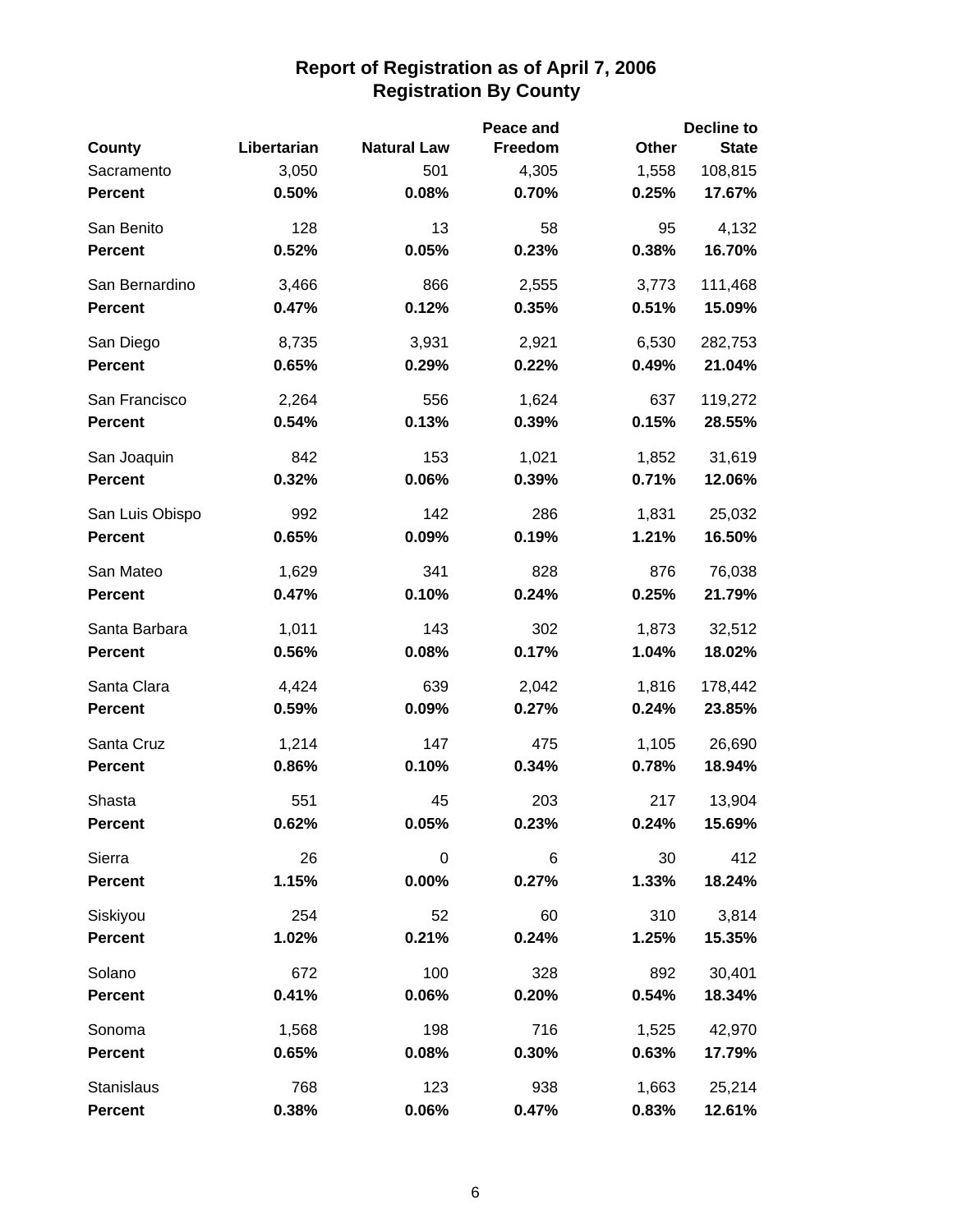# Report of Registration as of April 7, 2006
## Registration By County

| County | Libertarian | Natural Law | Peace and Freedom | Other | Decline to State |
|---|---|---|---|---|---|
| Sacramento | 3,050 | 501 | 4,305 | 1,558 | 108,815 |
| **Percent** | **0.50%** | **0.08%** | **0.70%** | **0.25%** | **17.67%** |
| San Benito | 128 | 13 | 58 | 95 | 4,132 |
| **Percent** | **0.52%** | **0.05%** | **0.23%** | **0.38%** | **16.70%** |
| San Bernardino | 3,466 | 866 | 2,555 | 3,773 | 111,468 |
| **Percent** | **0.47%** | **0.12%** | **0.35%** | **0.51%** | **15.09%** |
| San Diego | 8,735 | 3,931 | 2,921 | 6,530 | 282,753 |
| **Percent** | **0.65%** | **0.29%** | **0.22%** | **0.49%** | **21.04%** |
| San Francisco | 2,264 | 556 | 1,624 | 637 | 119,272 |
| **Percent** | **0.54%** | **0.13%** | **0.39%** | **0.15%** | **28.55%** |
| San Joaquin | 842 | 153 | 1,021 | 1,852 | 31,619 |
| **Percent** | **0.32%** | **0.06%** | **0.39%** | **0.71%** | **12.06%** |
| San Luis Obispo | 992 | 142 | 286 | 1,831 | 25,032 |
| **Percent** | **0.65%** | **0.09%** | **0.19%** | **1.21%** | **16.50%** |
| San Mateo | 1,629 | 341 | 828 | 876 | 76,038 |
| **Percent** | **0.47%** | **0.10%** | **0.24%** | **0.25%** | **21.79%** |
| Santa Barbara | 1,011 | 143 | 302 | 1,873 | 32,512 |
| **Percent** | **0.56%** | **0.08%** | **0.17%** | **1.04%** | **18.02%** |
| Santa Clara | 4,424 | 639 | 2,042 | 1,816 | 178,442 |
| **Percent** | **0.59%** | **0.09%** | **0.27%** | **0.24%** | **23.85%** |
| Santa Cruz | 1,214 | 147 | 475 | 1,105 | 26,690 |
| **Percent** | **0.86%** | **0.10%** | **0.34%** | **0.78%** | **18.94%** |
| Shasta | 551 | 45 | 203 | 217 | 13,904 |
| **Percent** | **0.62%** | **0.05%** | **0.23%** | **0.24%** | **15.69%** |
| Sierra | 26 | 0 | 6 | 30 | 412 |
| **Percent** | **1.15%** | **0.00%** | **0.27%** | **1.33%** | **18.24%** |
| Siskiyou | 254 | 52 | 60 | 310 | 3,814 |
| **Percent** | **1.02%** | **0.21%** | **0.24%** | **1.25%** | **15.35%** |
| Solano | 672 | 100 | 328 | 892 | 30,401 |
| **Percent** | **0.41%** | **0.06%** | **0.20%** | **0.54%** | **18.34%** |
| Sonoma | 1,568 | 198 | 716 | 1,525 | 42,970 |
| **Percent** | **0.65%** | **0.08%** | **0.30%** | **0.63%** | **17.79%** |
| Stanislaus | 768 | 123 | 938 | 1,663 | 25,214 |
| **Percent** | **0.38%** | **0.06%** | **0.47%** | **0.83%** | **12.61%** |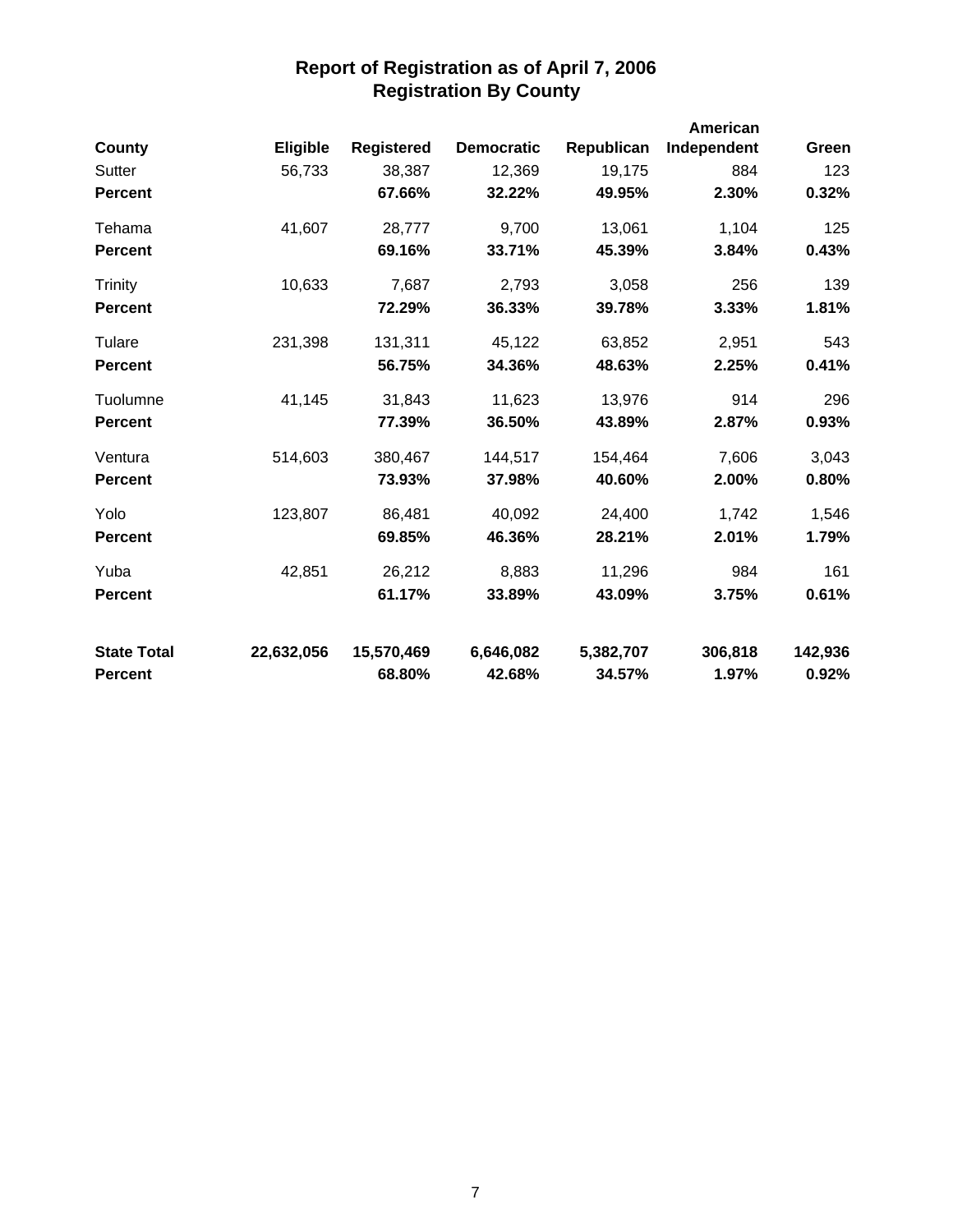# Report of Registration as of April 7, 2006
## Registration By County

| County | Eligible | Registered | Democratic | Republican | American Independent | Green |
|---|---|---|---|---|---|---|
| Sutter | 56,733 | 38,387 | 12,369 | 19,175 | 884 | 123 |
| **Percent** | | **67.66%** | **32.22%** | **49.95%** | **2.30%** | **0.32%** |
| Tehama | 41,607 | 28,777 | 9,700 | 13,061 | 1,104 | 125 |
| **Percent** | | **69.16%** | **33.71%** | **45.39%** | **3.84%** | **0.43%** |
| Trinity | 10,633 | 7,687 | 2,793 | 3,058 | 256 | 139 |
| **Percent** | | **72.29%** | **36.33%** | **39.78%** | **3.33%** | **1.81%** |
| Tulare | 231,398 | 131,311 | 45,122 | 63,852 | 2,951 | 543 |
| **Percent** | | **56.75%** | **34.36%** | **48.63%** | **2.25%** | **0.41%** |
| Tuolumne | 41,145 | 31,843 | 11,623 | 13,976 | 914 | 296 |
| **Percent** | | **77.39%** | **36.50%** | **43.89%** | **2.87%** | **0.93%** |
| Ventura | 514,603 | 380,467 | 144,517 | 154,464 | 7,606 | 3,043 |
| **Percent** | | **73.93%** | **37.98%** | **40.60%** | **2.00%** | **0.80%** |
| Yolo | 123,807 | 86,481 | 40,092 | 24,400 | 1,742 | 1,546 |
| **Percent** | | **69.85%** | **46.36%** | **28.21%** | **2.01%** | **1.79%** |
| Yuba | 42,851 | 26,212 | 8,883 | 11,296 | 984 | 161 |
| **Percent** | | **61.17%** | **33.89%** | **43.09%** | **3.75%** | **0.61%** |
| **State Total** | **22,632,056** | **15,570,469** | **6,646,082** | **5,382,707** | **306,818** | **142,936** |
| **Percent** | | **68.80%** | **42.68%** | **34.57%** | **1.97%** | **0.92%** |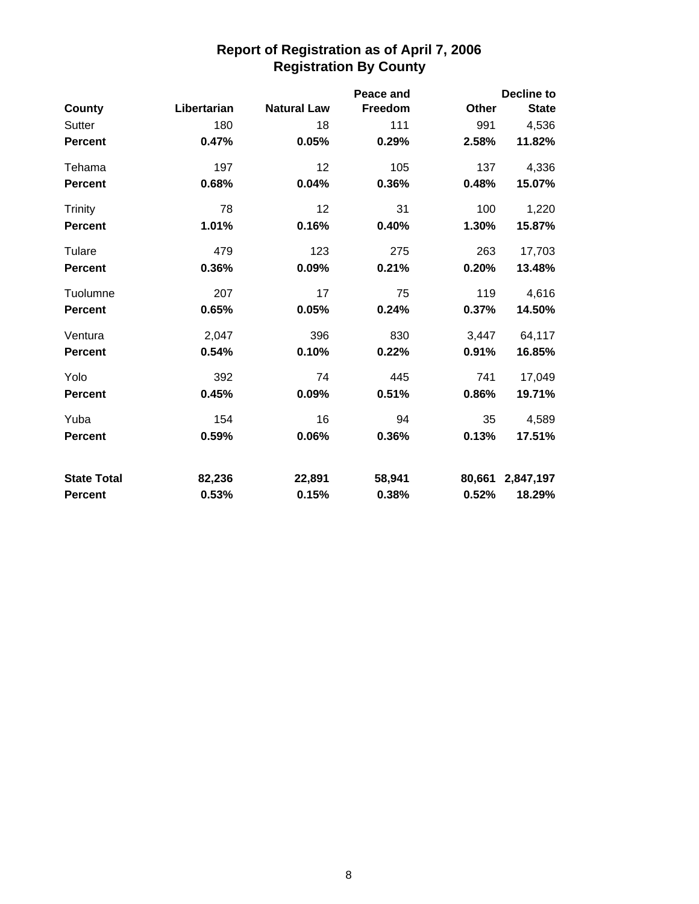# Report of Registration as of April 7, 2006
## Registration By County

| County | Libertarian | Natural Law | Peace and Freedom | Other | Decline to State |
|---|---|---|---|---|---|
| Sutter | 180 | 18 | 111 | 991 | 4,536 |
| **Percent** | **0.47%** | **0.05%** | **0.29%** | **2.58%** | **11.82%** |
| Tehama | 197 | 12 | 105 | 137 | 4,336 |
| **Percent** | **0.68%** | **0.04%** | **0.36%** | **0.48%** | **15.07%** |
| Trinity | 78 | 12 | 31 | 100 | 1,220 |
| **Percent** | **1.01%** | **0.16%** | **0.40%** | **1.30%** | **15.87%** |
| Tulare | 479 | 123 | 275 | 263 | 17,703 |
| **Percent** | **0.36%** | **0.09%** | **0.21%** | **0.20%** | **13.48%** |
| Tuolumne | 207 | 17 | 75 | 119 | 4,616 |
| **Percent** | **0.65%** | **0.05%** | **0.24%** | **0.37%** | **14.50%** |
| Ventura | 2,047 | 396 | 830 | 3,447 | 64,117 |
| **Percent** | **0.54%** | **0.10%** | **0.22%** | **0.91%** | **16.85%** |
| Yolo | 392 | 74 | 445 | 741 | 17,049 |
| **Percent** | **0.45%** | **0.09%** | **0.51%** | **0.86%** | **19.71%** |
| Yuba | 154 | 16 | 94 | 35 | 4,589 |
| **Percent** | **0.59%** | **0.06%** | **0.36%** | **0.13%** | **17.51%** |
| **State Total** | **82,236** | **22,891** | **58,941** | **80,661** | **2,847,197** |
| **Percent** | **0.53%** | **0.15%** | **0.38%** | **0.52%** | **18.29%** |